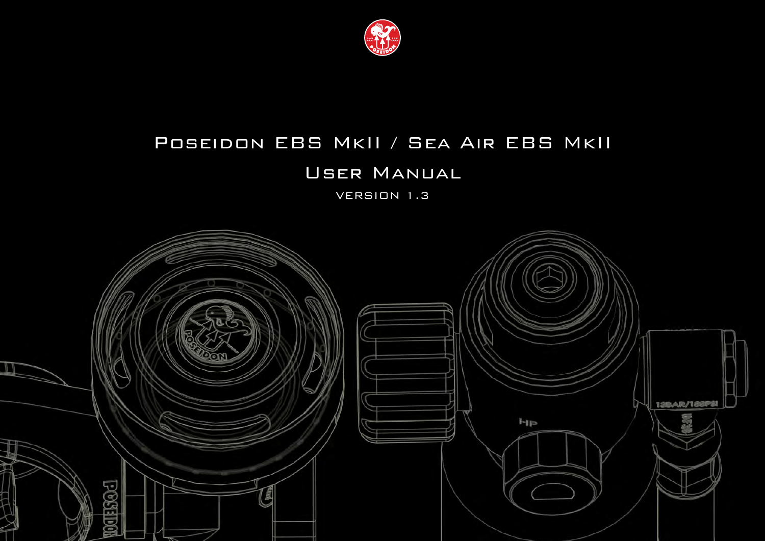# Poseidon EBS MkII / Sea Air EBS MkII

## User Manual

Version 1.3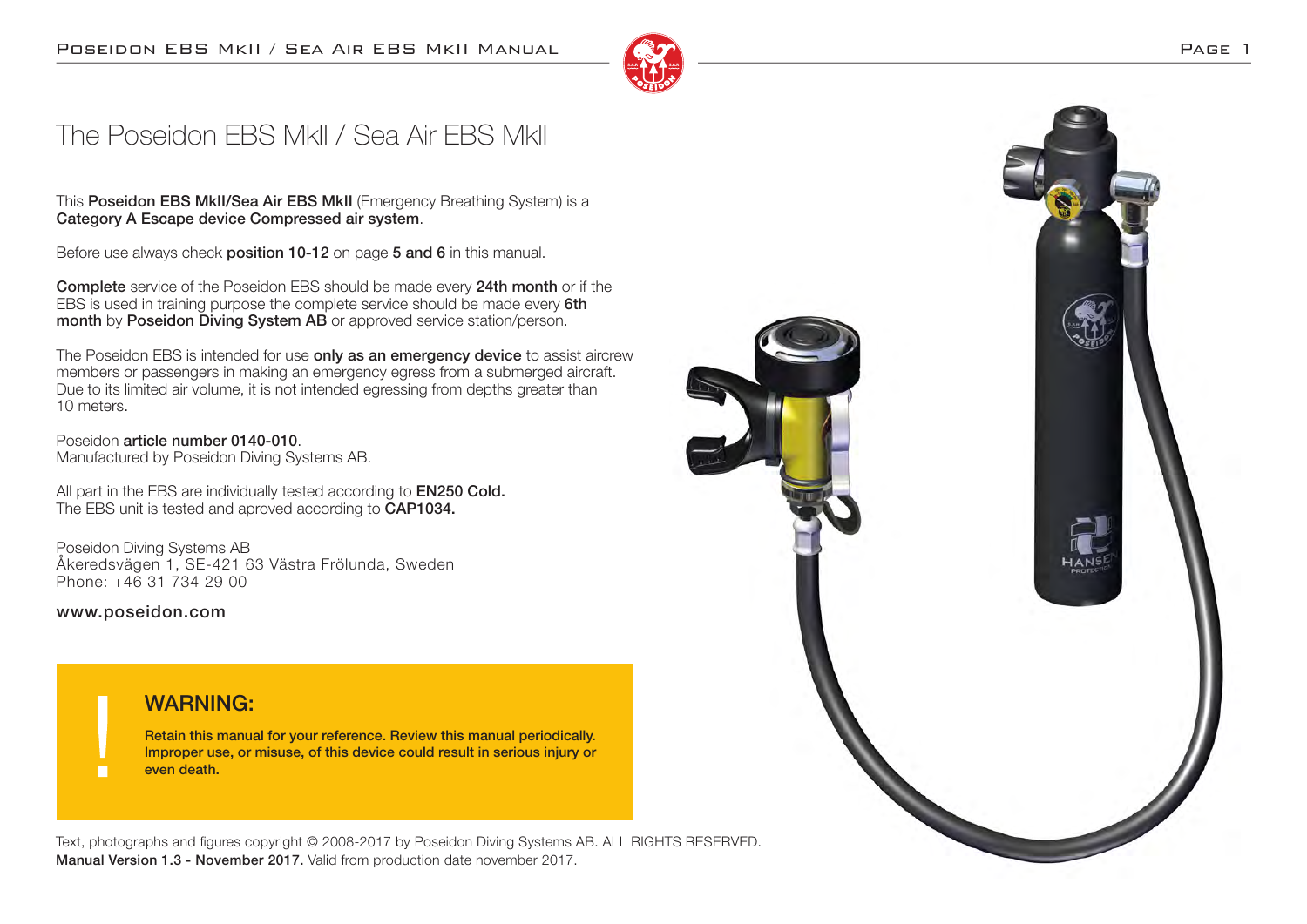# The Poseidon EBS MkII / Sea Air EBS MkII

This **Poseidon EBS MkII/Sea Air EBS MkII** (Emergency Breathing System) is a **Category A Escape device Compressed air system**.

Before use always check **position 10-12** on page **5 and 6** in this manual.

**Complete** service of the Poseidon EBS should be made every **24th month** or if the EBS is used in training purpose the complete service should be made every **6th month** by **Poseidon Diving System AB** or approved service station/person.

The Poseidon EBS is intended for use **only as an emergency device** to assist aircrew members or passengers in making an emergency egress from a submerged aircraft. Due to its limited air volume, it is not intended egressing from depths greater than 10 meters.

Poseidon **article number 0140-010**.
Manufactured by Poseidon Diving Systems AB.

All part in the EBS are individually tested according to **EN250 Cold.**
The EBS unit is tested and aproved according to **CAP1034.**

Poseidon Diving Systems AB
Åkeredsvägen 1, SE-421 63 Västra Frölunda, Sweden
Phone: +46 31 734 29 00

www.poseidon.com

## WARNING:

**Retain this manual for your reference. Review this manual periodically. Improper use, or misuse, of this device could result in serious injury or even death.**

Text, photographs and figures copyright © 2008-2017 by Poseidon Diving Systems AB. ALL RIGHTS RESERVED.
**Manual Version 1.3 - November 2017.** Valid from production date november 2017.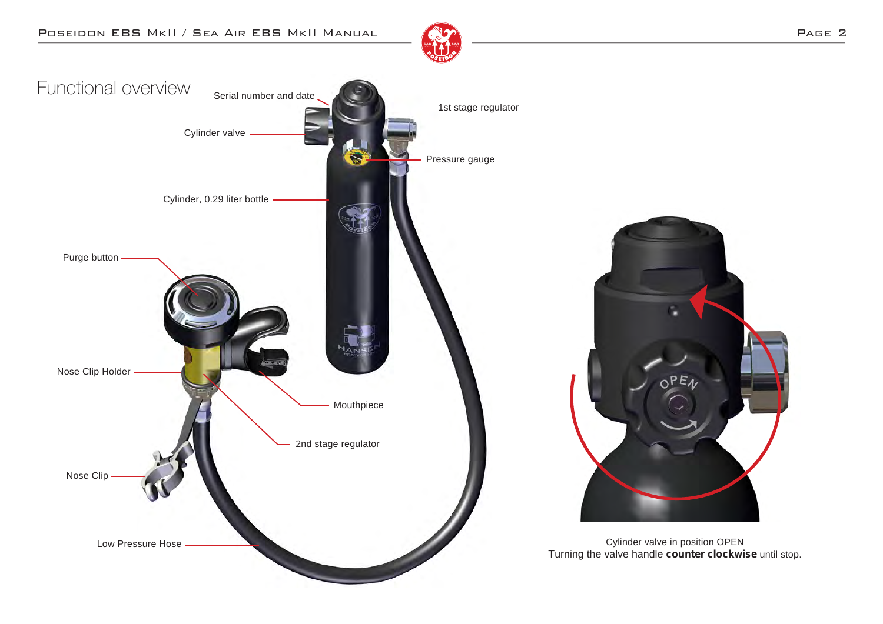# Functional overview

Serial number and date

1st stage regulator

Cylinder valve

Pressure gauge

Cylinder, 0.29 liter bottle

Purge button

Nose Clip Holder

Mouthpiece

2nd stage regulator

Nose Clip

Low Pressure Hose

Cylinder valve in position OPEN
Turning the valve handle **counter clockwise** until stop.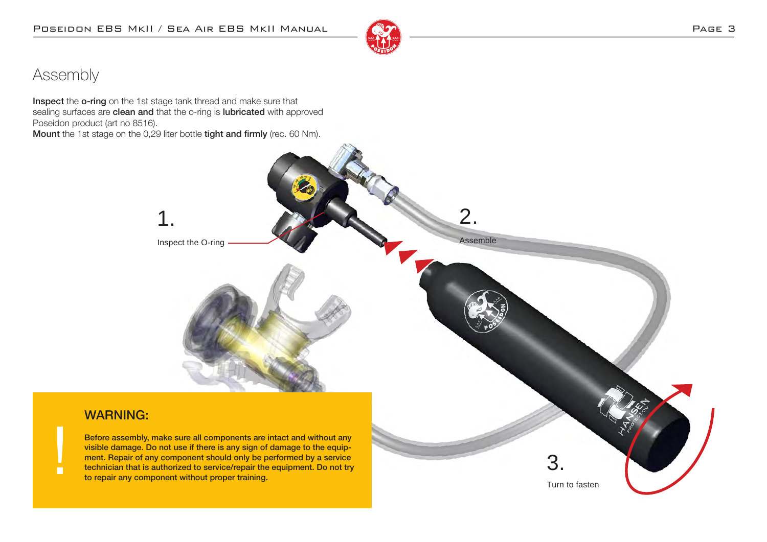# Assembly

**Inspect** the **o-ring** on the 1st stage tank thread and make sure that sealing surfaces are **clean and** that the o-ring is **lubricated** with approved Poseidon product (art no 8516).
**Mount** the 1st stage on the 0,29 liter bottle **tight and firmly** (rec. 60 Nm).

1. Inspect the O-ring

2. Assemble

3. Turn to fasten

## WARNING:

**Before assembly, make sure all components are intact and without any visible damage. Do not use if there is any sign of damage to the equipment. Repair of any component should only be performed by a service technician that is authorized to service/repair the equipment. Do not try to repair any component without proper training.**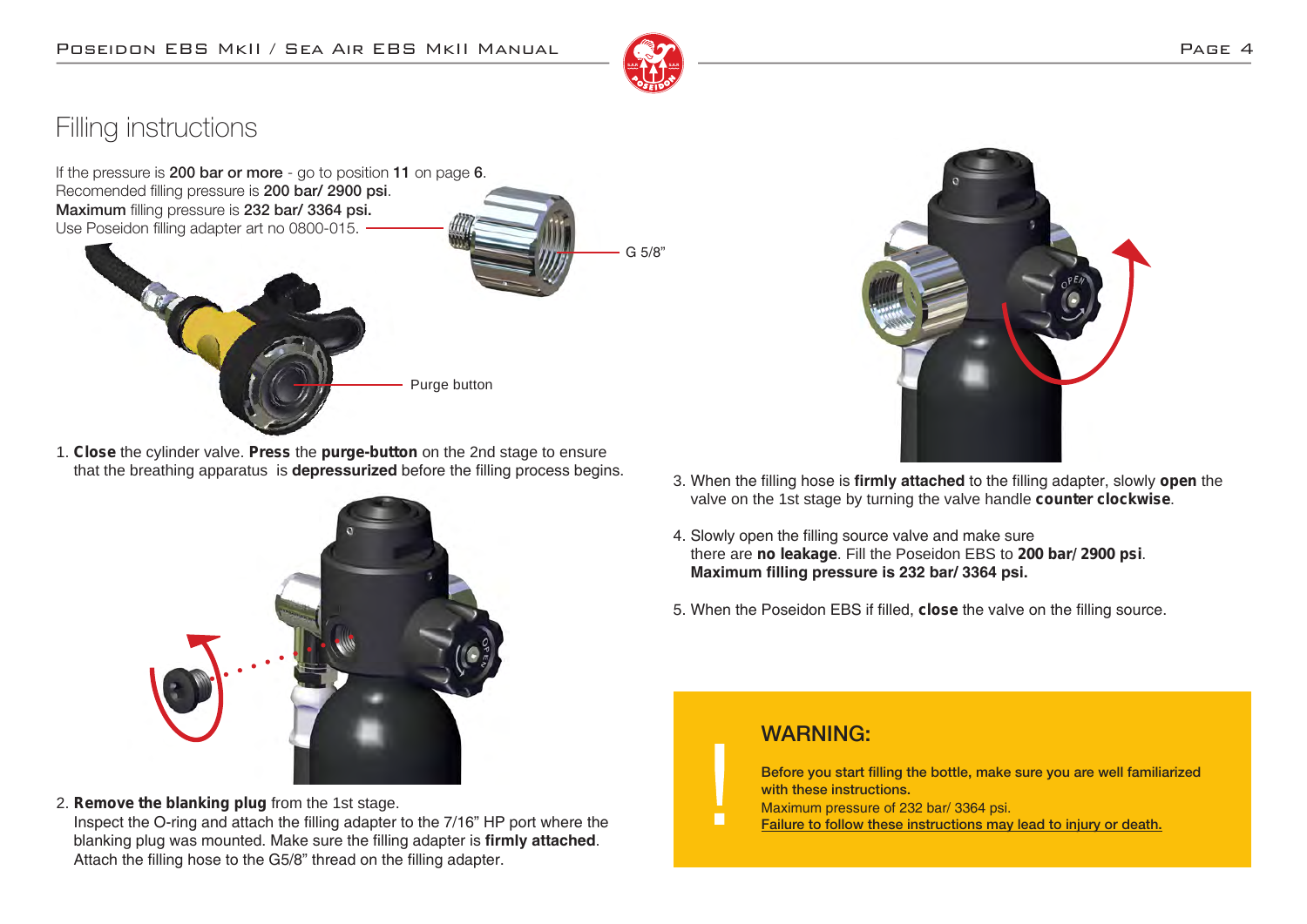# Filling instructions

If the pressure is **200 bar or more** - go to position **11** on page **6**.
Recomended filling pressure is **200 bar/ 2900 psi**.
**Maximum** filling pressure is **232 bar/ 3364 psi.**
Use Poseidon filling adapter art no 0800-015.

G 5/8"

Purge button

1. **Close** the cylinder valve. **Press** the **purge-button** on the 2nd stage to ensure that the breathing apparatus is **depressurized** before the filling process begins.

2. **Remove the blanking plug** from the 1st stage.
   Inspect the O-ring and attach the filling adapter to the 7/16" HP port where the blanking plug was mounted. Make sure the filling adapter is **firmly attached**. Attach the filling hose to the G5/8" thread on the filling adapter.

3. When the filling hose is **firmly attached** to the filling adapter, slowly **open** the valve on the 1st stage by turning the valve handle **counter clockwise**.

4. Slowly open the filling source valve and make sure there are **no leakage**. Fill the Poseidon EBS to **200 bar/ 2900 psi**. **Maximum filling pressure is 232 bar/ 3364 psi.**

5. When the Poseidon EBS if filled, **close** the valve on the filling source.

## WARNING:

**Before you start filling the bottle, make sure you are well familiarized with these instructions.**
Maximum pressure of 232 bar/ 3364 psi.
Failure to follow these instructions may lead to injury or death.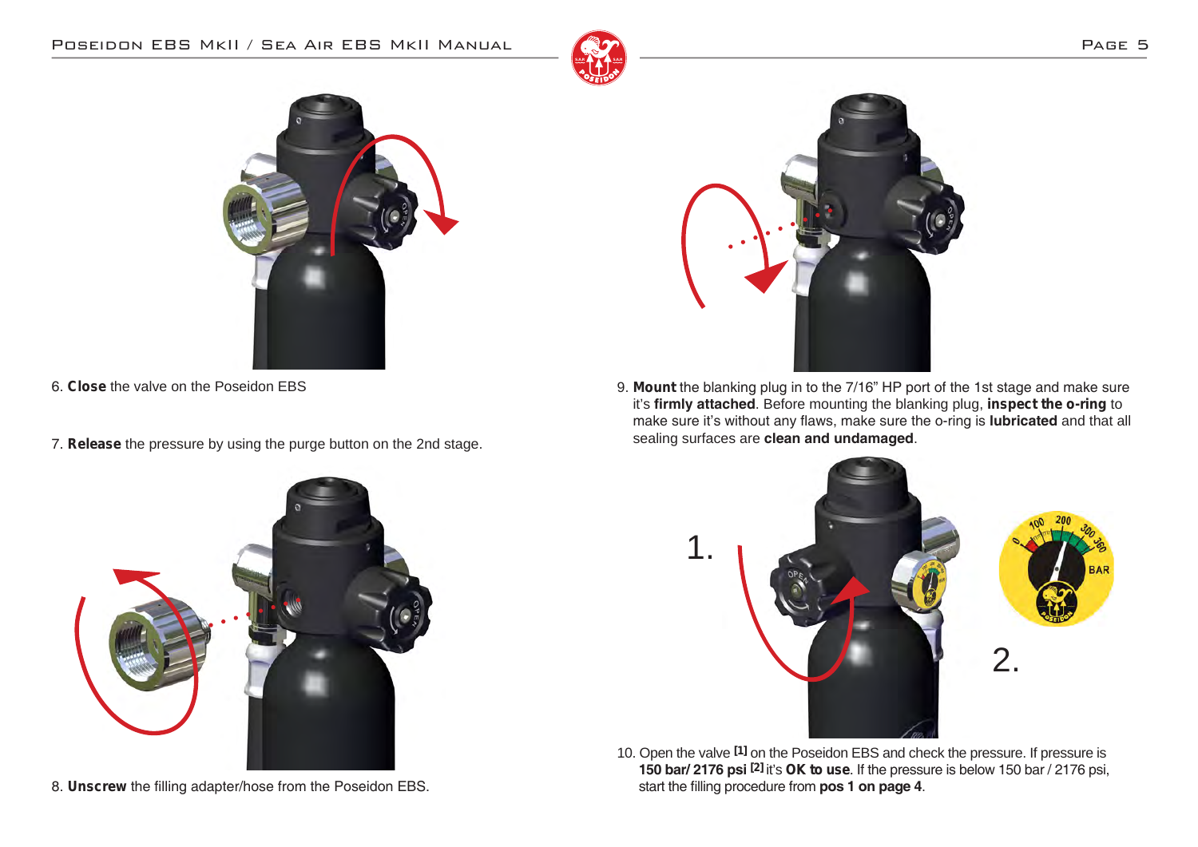6. **Close** the valve on the Poseidon EBS

7. **Release** the pressure by using the purge button on the 2nd stage.

8. **Unscrew** the filling adapter/hose from the Poseidon EBS.

9. **Mount** the blanking plug in to the 7/16" HP port of the 1st stage and make sure it's **firmly attached**. Before mounting the blanking plug, **inspect the o-ring** to make sure it's without any flaws, make sure the o-ring is **lubricated** and that all sealing surfaces are **clean and undamaged**.

10. Open the valve [1] on the Poseidon EBS and check the pressure. If pressure is **150 bar/ 2176 psi** [2] it's **OK to use**. If the pressure is below 150 bar / 2176 psi, start the filling procedure from **pos 1 on page 4**.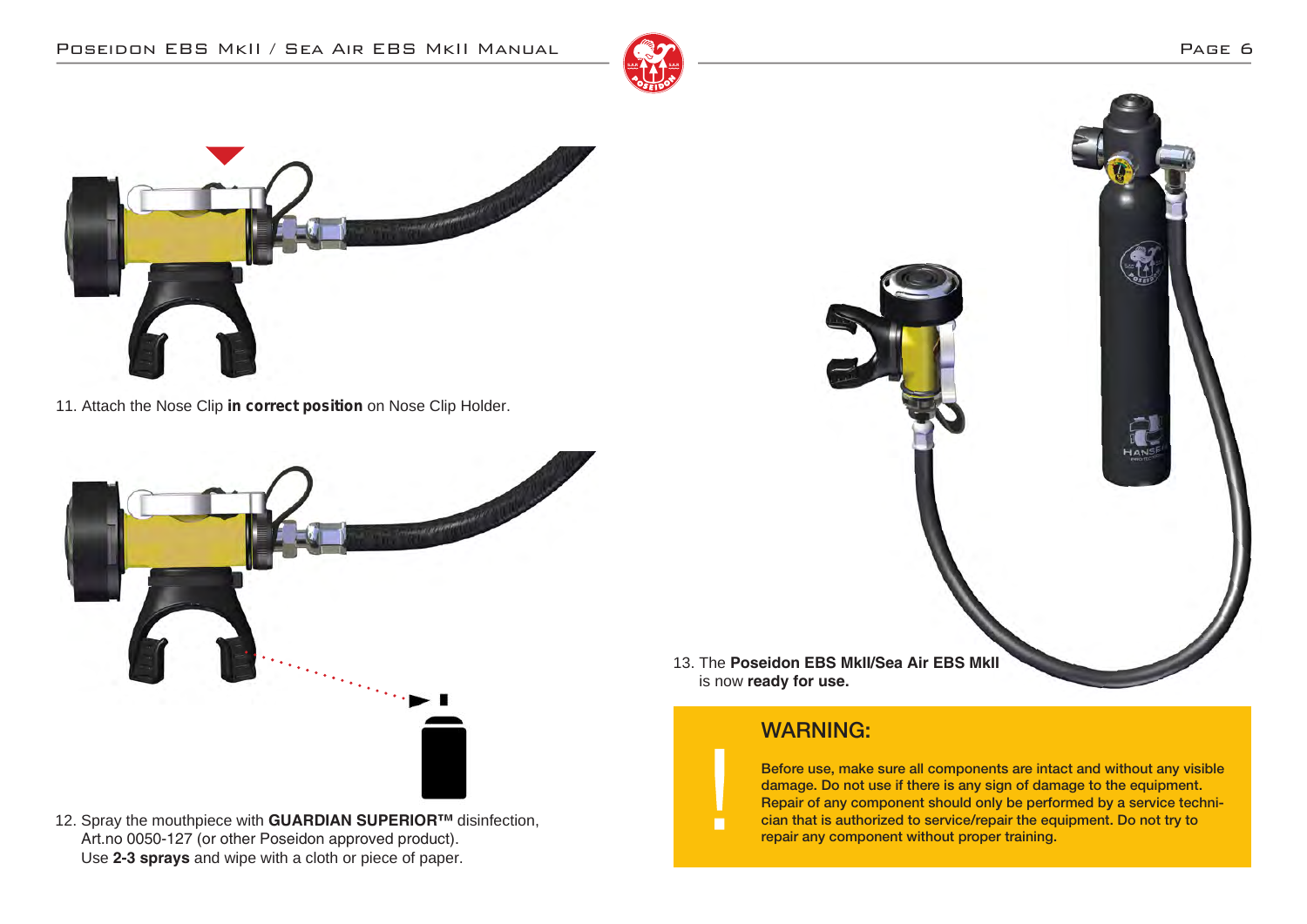11. Attach the Nose Clip **in correct position** on Nose Clip Holder.

12. Spray the mouthpiece with **GUARDIAN SUPERIOR™** disinfection, Art.no 0050-127 (or other Poseidon approved product). Use **2-3 sprays** and wipe with a cloth or piece of paper.

13. The **Poseidon EBS MkII/Sea Air EBS MkII** is now **ready for use.**

## WARNING:

**Before use, make sure all components are intact and without any visible damage. Do not use if there is any sign of damage to the equipment. Repair of any component should only be performed by a service technician that is authorized to service/repair the equipment. Do not try to repair any component without proper training.**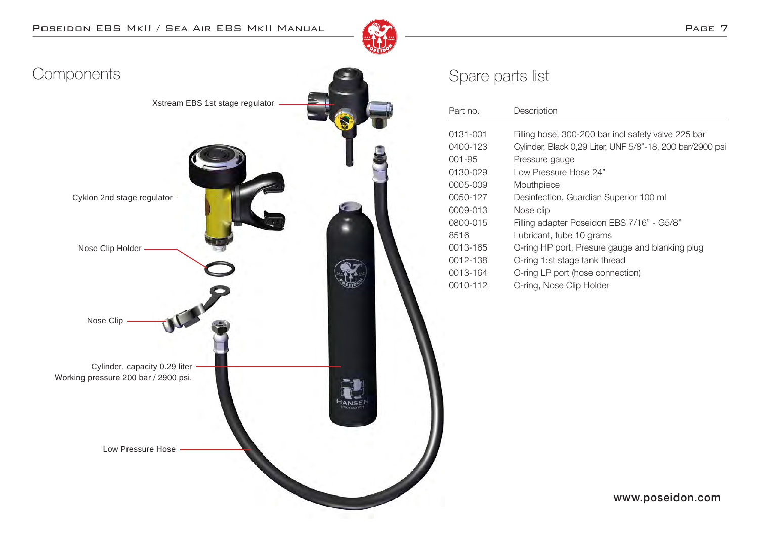## Components

Xstream EBS 1st stage regulator

Cyklon 2nd stage regulator

Nose Clip Holder

Nose Clip

Cylinder, capacity 0.29 liter
Working pressure 200 bar / 2900 psi.

Low Pressure Hose

## Spare parts list

| Part no. | Description |
|---|---|
| 0131-001 | Filling hose, 300-200 bar incl safety valve 225 bar |
| 0400-123 | Cylinder, Black 0,29 Liter, UNF 5/8”-18, 200 bar/2900 psi |
| 001-95 | Pressure gauge |
| 0130-029 | Low Pressure Hose 24” |
| 0005-009 | Mouthpiece |
| 0050-127 | Desinfection, Guardian Superior 100 ml |
| 0009-013 | Nose clip |
| 0800-015 | Filling adapter Poseidon EBS 7/16” - G5/8” |
| 8516 | Lubricant, tube 10 grams |
| 0013-165 | O-ring HP port, Presure gauge and blanking plug |
| 0012-138 | O-ring 1:st stage tank thread |
| 0013-164 | O-ring LP port (hose connection) |
| 0010-112 | O-ring, Nose Clip Holder |

www.poseidon.com